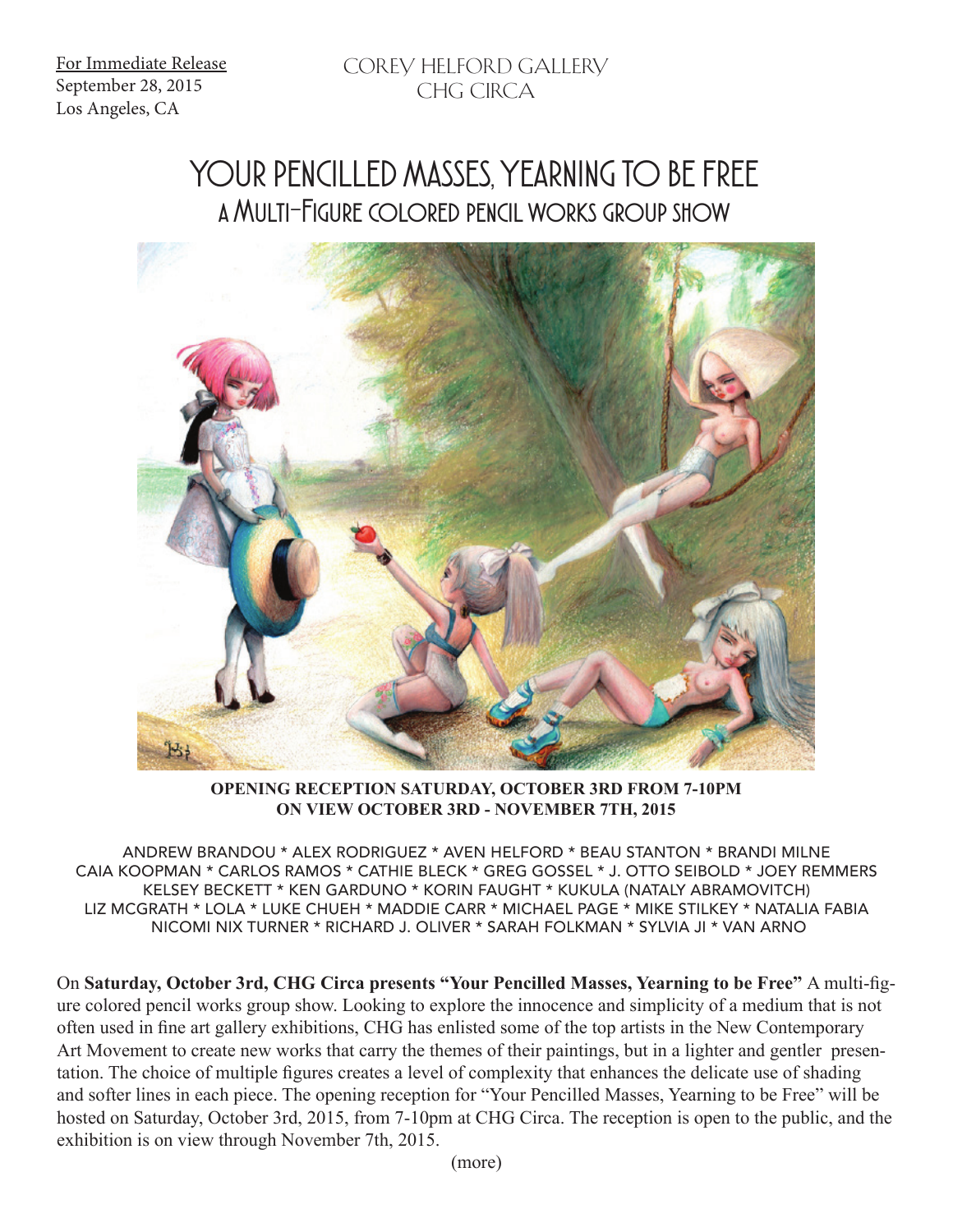For Immediate Release
September 28, 2015
Los Angeles, CA

COREY HELFORD GALLERY
CHG CIRCA

# YOUR PENCILLED MASSES, YEARNING TO BE FREE

## A MULTI-FIGURE COLORED PENCIL WORKS GROUP SHOW

**OPENING RECEPTION SATURDAY, OCTOBER 3RD FROM 7-10PM**
**ON VIEW OCTOBER 3RD - NOVEMBER 7TH, 2015**

ANDREW BRANDOU * ALEX RODRIGUEZ * AVEN HELFORD * BEAU STANTON * BRANDI MILNE
CAIA KOOPMAN * CARLOS RAMOS * CATHIE BLECK * GREG GOSSEL * J. OTTO SEIBOLD * JOEY REMMERS
KELSEY BECKETT * KEN GARDUNO * KORIN FAUGHT * KUKULA (NATALY ABRAMOVITCH)
LIZ MCGRATH * LOLA * LUKE CHUEH * MADDIE CARR * MICHAEL PAGE * MIKE STILKEY * NATALIA FABIA
NICOMI NIX TURNER * RICHARD J. OLIVER * SARAH FOLKMAN * SYLVIA JI * VAN ARNO

On **Saturday, October 3rd, CHG Circa presents "Your Pencilled Masses, Yearning to be Free"** A multi-figure colored pencil works group show. Looking to explore the innocence and simplicity of a medium that is not often used in fine art gallery exhibitions, CHG has enlisted some of the top artists in the New Contemporary Art Movement to create new works that carry the themes of their paintings, but in a lighter and gentler presentation. The choice of multiple figures creates a level of complexity that enhances the delicate use of shading and softer lines in each piece. The opening reception for "Your Pencilled Masses, Yearning to be Free" will be hosted on Saturday, October 3rd, 2015, from 7-10pm at CHG Circa. The reception is open to the public, and the exhibition is on view through November 7th, 2015.

(more)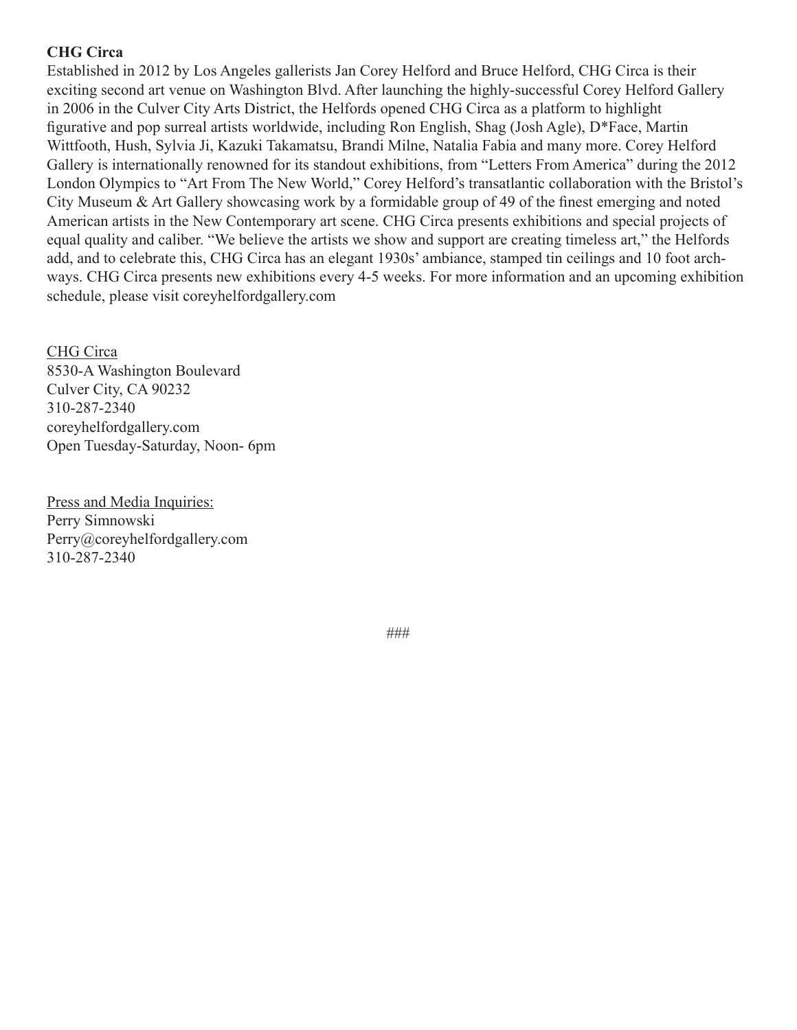**CHG Circa**

Established in 2012 by Los Angeles gallerists Jan Corey Helford and Bruce Helford, CHG Circa is their exciting second art venue on Washington Blvd. After launching the highly-successful Corey Helford Gallery in 2006 in the Culver City Arts District, the Helfords opened CHG Circa as a platform to highlight figurative and pop surreal artists worldwide, including Ron English, Shag (Josh Agle), D*Face, Martin Wittfooth, Hush, Sylvia Ji, Kazuki Takamatsu, Brandi Milne, Natalia Fabia and many more. Corey Helford Gallery is internationally renowned for its standout exhibitions, from "Letters From America" during the 2012 London Olympics to "Art From The New World," Corey Helford's transatlantic collaboration with the Bristol's City Museum & Art Gallery showcasing work by a formidable group of 49 of the finest emerging and noted American artists in the New Contemporary art scene. CHG Circa presents exhibitions and special projects of equal quality and caliber. "We believe the artists we show and support are creating timeless art," the Helfords add, and to celebrate this, CHG Circa has an elegant 1930s' ambiance, stamped tin ceilings and 10 foot archways. CHG Circa presents new exhibitions every 4-5 weeks. For more information and an upcoming exhibition schedule, please visit coreyhelfordgallery.com

CHG Circa
8530-A Washington Boulevard
Culver City, CA 90232
310-287-2340
coreyhelfordgallery.com
Open Tuesday-Saturday, Noon- 6pm

Press and Media Inquiries:
Perry Simnowski
Perry@coreyhelfordgallery.com
310-287-2340

###